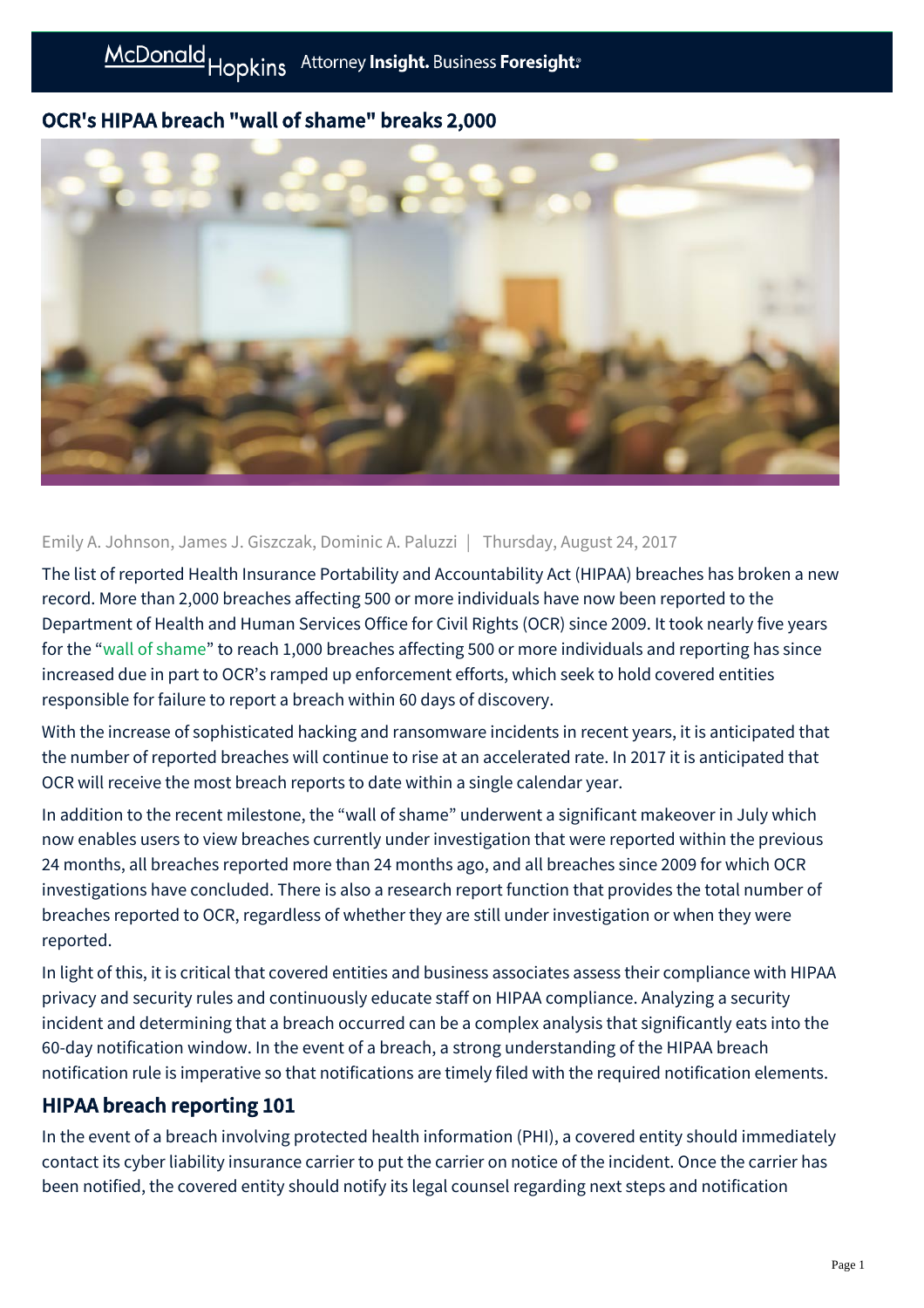# OCR's HIPAA breach "wall of shame" breaks 2,000

Emily A. Johnson, James J. Giszczak, Dominic A. Paluzzi | Thursday, August 24, 2017

The list of reported Health Insurance Portability and Accountability Act (HIPAA) breaches has broken a new record. More than 2,000 breaches affecting 500 or more individuals have now been reported to the Department of Health and Human Services Office for Civil Rights (OCR) since 2009. It took nearly five years for the "wall of shame" to reach 1,000 breaches affecting 500 or more individuals and reporting has since increased due in part to OCR's ramped up enforcement efforts, which seek to hold covered entities responsible for failure to report a breach within 60 days of discovery.

With the increase of sophisticated hacking and ransomware incidents in recent years, it is anticipated that the number of reported breaches will continue to rise at an accelerated rate. In 2017 it is anticipated that OCR will receive the most breach reports to date within a single calendar year.

In addition to the recent milestone, the "wall of shame" underwent a significant makeover in July which now enables users to view breaches currently under investigation that were reported within the previous 24 months, all breaches reported more than 24 months ago, and all breaches since 2009 for which OCR investigations have concluded. There is also a research report function that provides the total number of breaches reported to OCR, regardless of whether they are still under investigation or when they were reported.

In light of this, it is critical that covered entities and business associates assess their compliance with HIPAA privacy and security rules and continuously educate staff on HIPAA compliance. Analyzing a security incident and determining that a breach occurred can be a complex analysis that significantly eats into the 60-day notification window. In the event of a breach, a strong understanding of the HIPAA breach notification rule is imperative so that notifications are timely filed with the required notification elements.

## HIPAA breach reporting 101

In the event of a breach involving protected health information (PHI), a covered entity should immediately contact its cyber liability insurance carrier to put the carrier on notice of the incident. Once the carrier has been notified, the covered entity should notify its legal counsel regarding next steps and notification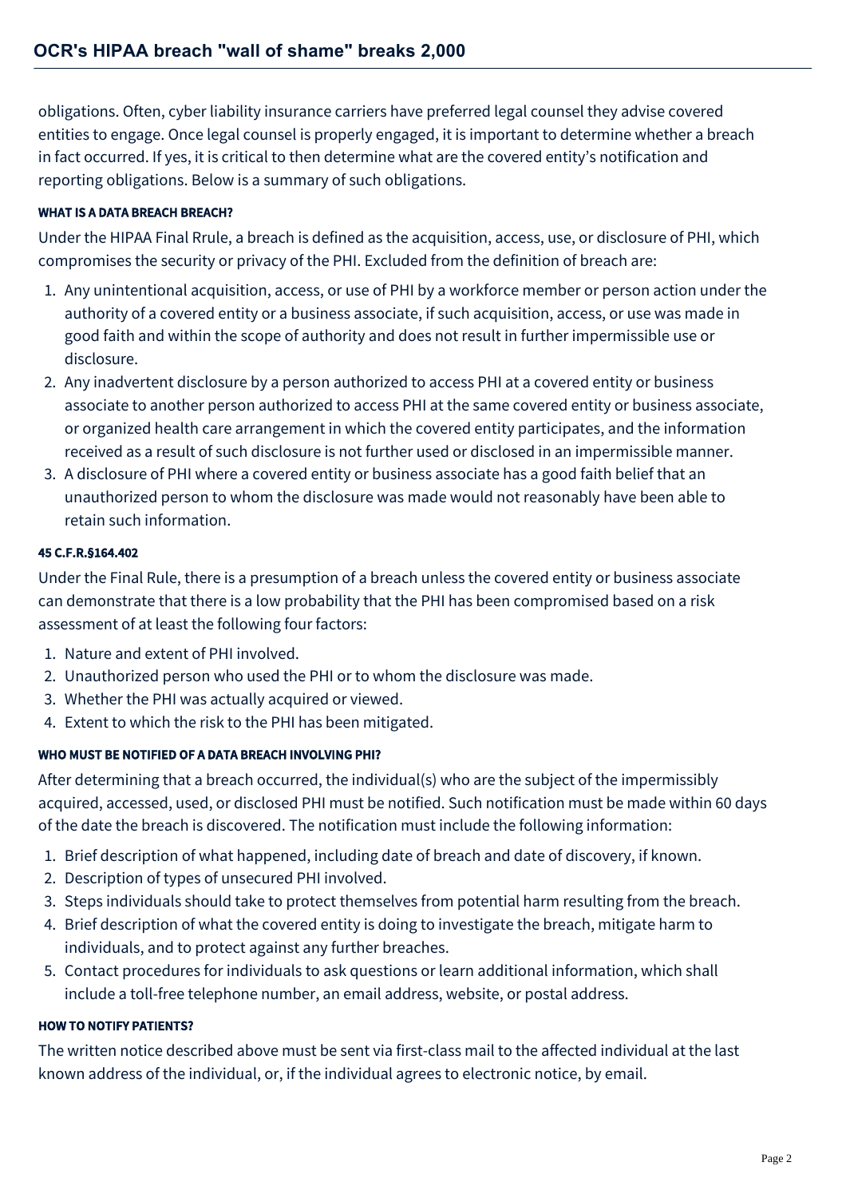obligations. Often, cyber liability insurance carriers have preferred legal counsel they advise covered entities to engage. Once legal counsel is properly engaged, it is important to determine whether a breach in fact occurred. If yes, it is critical to then determine what are the covered entity's notification and reporting obligations. Below is a summary of such obligations.

#### WHAT IS A DATA BREACH BREACH?

Under the HIPAA Final Rrule, a breach is defined as the acquisition, access, use, or disclosure of PHI, which compromises the security or privacy of the PHI. Excluded from the definition of breach are:

1. Any unintentional acquisition, access, or use of PHI by a workforce member or person action under the authority of a covered entity or a business associate, if such acquisition, access, or use was made in good faith and within the scope of authority and does not result in further impermissible use or disclosure.
2. Any inadvertent disclosure by a person authorized to access PHI at a covered entity or business associate to another person authorized to access PHI at the same covered entity or business associate, or organized health care arrangement in which the covered entity participates, and the information received as a result of such disclosure is not further used or disclosed in an impermissible manner.
3. A disclosure of PHI where a covered entity or business associate has a good faith belief that an unauthorized person to whom the disclosure was made would not reasonably have been able to retain such information.

#### 45 C.F.R.§164.402

Under the Final Rule, there is a presumption of a breach unless the covered entity or business associate can demonstrate that there is a low probability that the PHI has been compromised based on a risk assessment of at least the following four factors:

1. Nature and extent of PHI involved.
2. Unauthorized person who used the PHI or to whom the disclosure was made.
3. Whether the PHI was actually acquired or viewed.
4. Extent to which the risk to the PHI has been mitigated.

#### WHO MUST BE NOTIFIED OF A DATA BREACH INVOLVING PHI?

After determining that a breach occurred, the individual(s) who are the subject of the impermissibly acquired, accessed, used, or disclosed PHI must be notified. Such notification must be made within 60 days of the date the breach is discovered. The notification must include the following information:

1. Brief description of what happened, including date of breach and date of discovery, if known.
2. Description of types of unsecured PHI involved.
3. Steps individuals should take to protect themselves from potential harm resulting from the breach.
4. Brief description of what the covered entity is doing to investigate the breach, mitigate harm to individuals, and to protect against any further breaches.
5. Contact procedures for individuals to ask questions or learn additional information, which shall include a toll-free telephone number, an email address, website, or postal address.

#### HOW TO NOTIFY PATIENTS?

The written notice described above must be sent via first-class mail to the affected individual at the last known address of the individual, or, if the individual agrees to electronic notice, by email.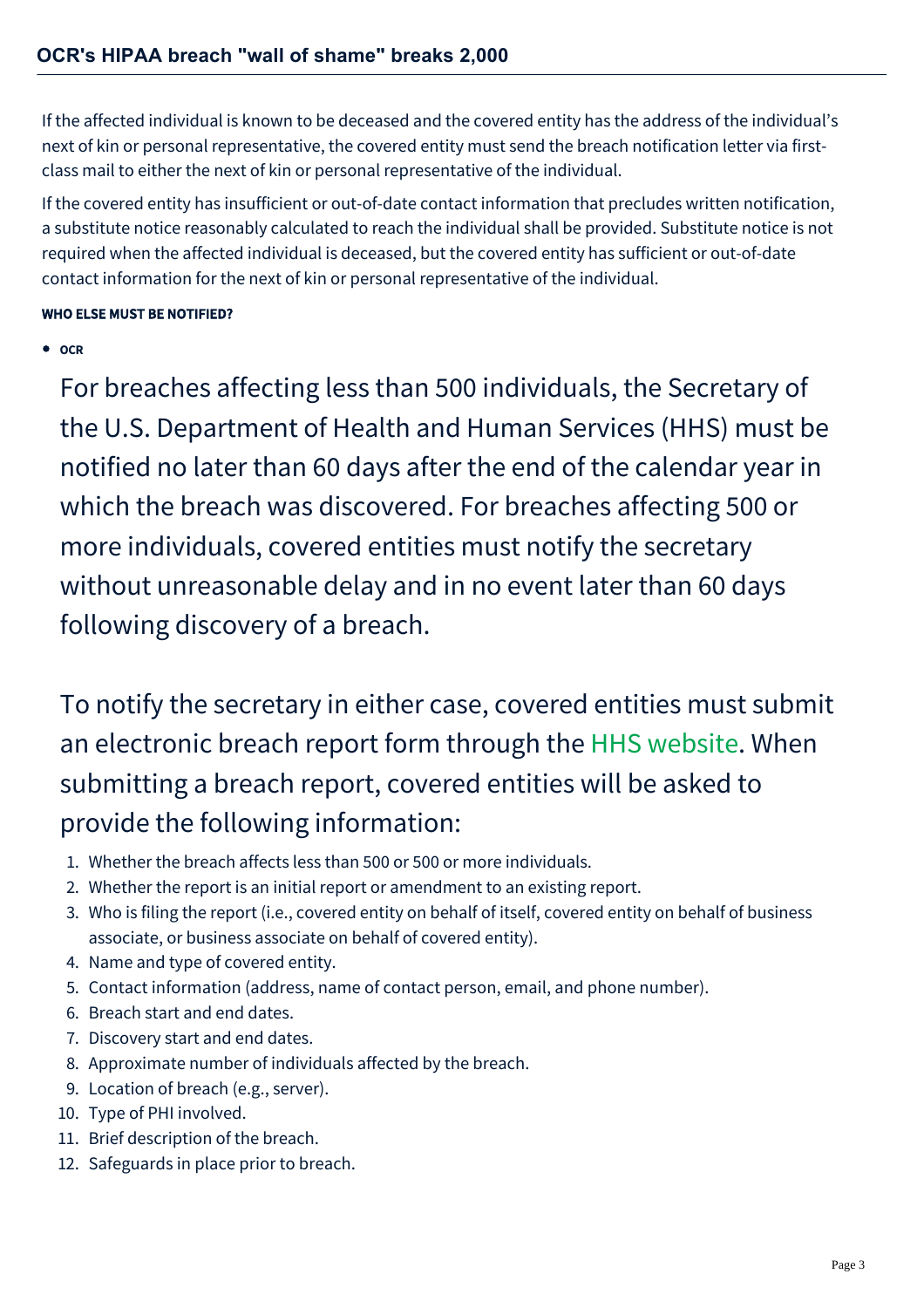If the affected individual is known to be deceased and the covered entity has the address of the individual's next of kin or personal representative, the covered entity must send the breach notification letter via first-class mail to either the next of kin or personal representative of the individual.

If the covered entity has insufficient or out-of-date contact information that precludes written notification, a substitute notice reasonably calculated to reach the individual shall be provided. Substitute notice is not required when the affected individual is deceased, but the covered entity has sufficient or out-of-date contact information for the next of kin or personal representative of the individual.

#### WHO ELSE MUST BE NOTIFIED?

- **OCR**

  For breaches affecting less than 500 individuals, the Secretary of the U.S. Department of Health and Human Services (HHS) must be notified no later than 60 days after the end of the calendar year in which the breach was discovered. For breaches affecting 500 or more individuals, covered entities must notify the secretary without unreasonable delay and in no event later than 60 days following discovery of a breach.

  To notify the secretary in either case, covered entities must submit an electronic breach report form through the HHS website. When submitting a breach report, covered entities will be asked to provide the following information:

  1. Whether the breach affects less than 500 or 500 or more individuals.
  2. Whether the report is an initial report or amendment to an existing report.
  3. Who is filing the report (i.e., covered entity on behalf of itself, covered entity on behalf of business associate, or business associate on behalf of covered entity).
  4. Name and type of covered entity.
  5. Contact information (address, name of contact person, email, and phone number).
  6. Breach start and end dates.
  7. Discovery start and end dates.
  8. Approximate number of individuals affected by the breach.
  9. Location of breach (e.g., server).
  10. Type of PHI involved.
  11. Brief description of the breach.
  12. Safeguards in place prior to breach.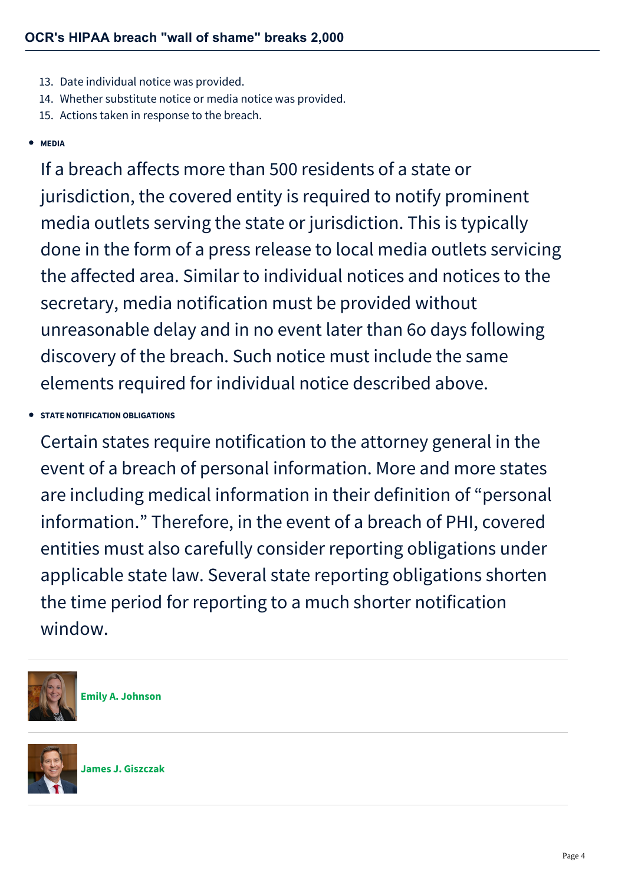13. Date individual notice was provided.
14. Whether substitute notice or media notice was provided.
15. Actions taken in response to the breach.

- **MEDIA**

  If a breach affects more than 500 residents of a state or jurisdiction, the covered entity is required to notify prominent media outlets serving the state or jurisdiction. This is typically done in the form of a press release to local media outlets servicing the affected area. Similar to individual notices and notices to the secretary, media notification must be provided without unreasonable delay and in no event later than 60 days following discovery of the breach. Such notice must include the same elements required for individual notice described above.

- **STATE NOTIFICATION OBLIGATIONS**

  Certain states require notification to the attorney general in the event of a breach of personal information. More and more states are including medical information in their definition of "personal information." Therefore, in the event of a breach of PHI, covered entities must also carefully consider reporting obligations under applicable state law. Several state reporting obligations shorten the time period for reporting to a much shorter notification window.

---

**Emily A. Johnson**

---

**James J. Giszczak**

---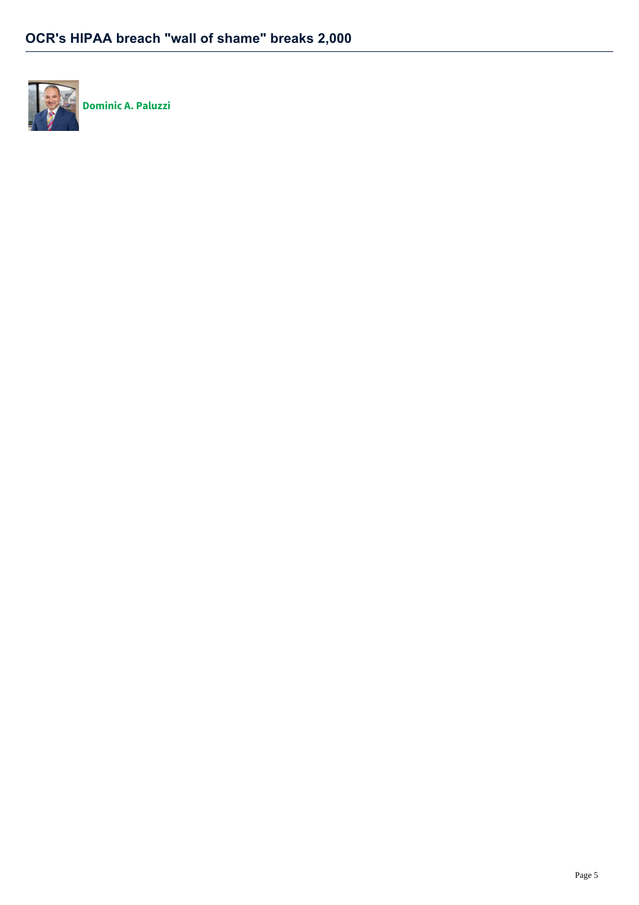**Dominic A. Paluzzi**